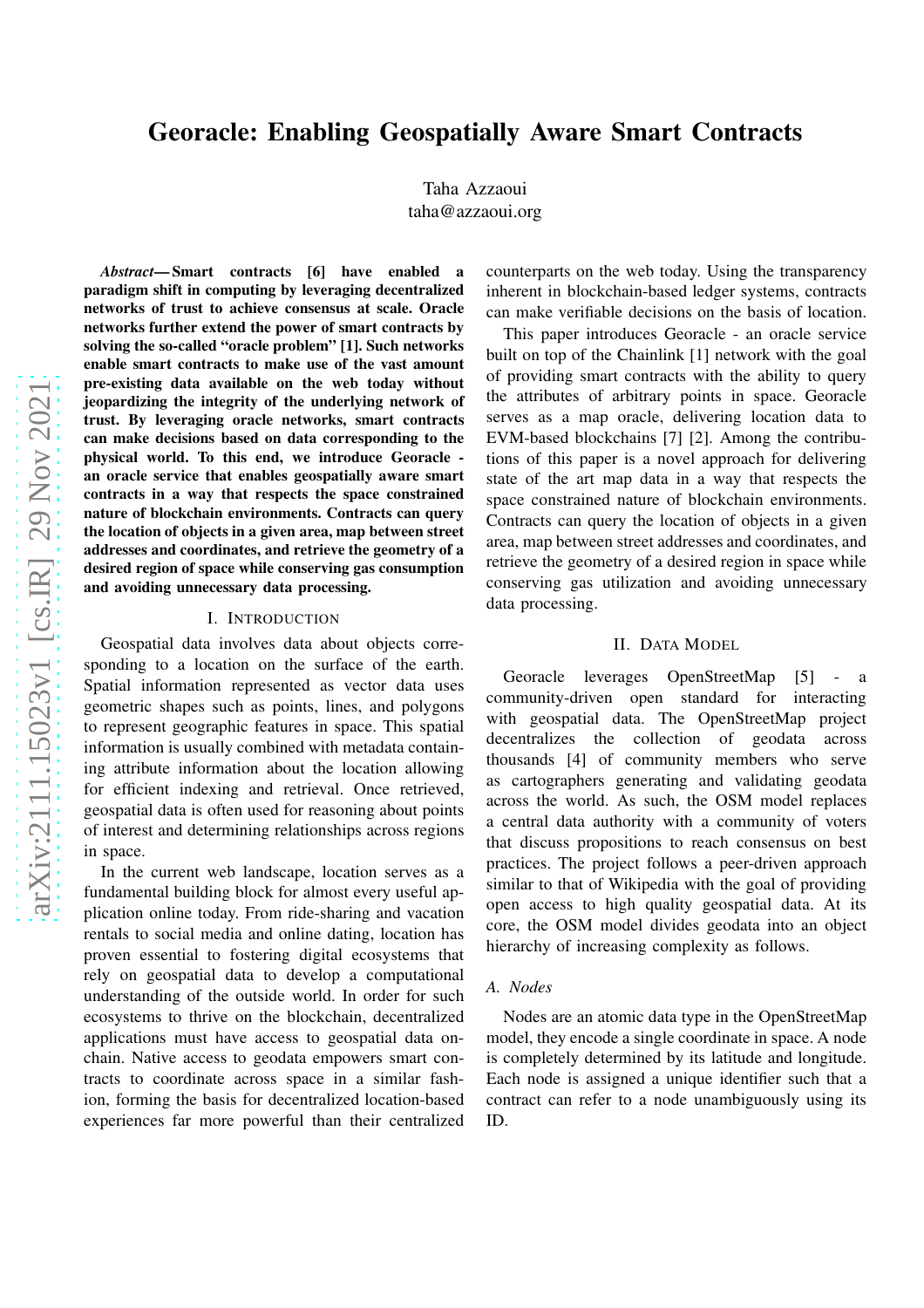# Georacle: Enabling Geospatially Aware Smart Contracts

Taha Azzaoui
taha@azzaoui.org

***Abstract*— Smart contracts [6] have enabled a paradigm shift in computing by leveraging decentralized networks of trust to achieve consensus at scale. Oracle networks further extend the power of smart contracts by solving the so-called "oracle problem" [1]. Such networks enable smart contracts to make use of the vast amount pre-existing data available on the web today without jeopardizing the integrity of the underlying network of trust. By leveraging oracle networks, smart contracts can make decisions based on data corresponding to the physical world. To this end, we introduce Georacle - an oracle service that enables geospatially aware smart contracts in a way that respects the space constrained nature of blockchain environments. Contracts can query the location of objects in a given area, map between street addresses and coordinates, and retrieve the geometry of a desired region of space while conserving gas consumption and avoiding unnecessary data processing.**

## I. Introduction

Geospatial data involves data about objects corresponding to a location on the surface of the earth. Spatial information represented as vector data uses geometric shapes such as points, lines, and polygons to represent geographic features in space. This spatial information is usually combined with metadata containing attribute information about the location allowing for efficient indexing and retrieval. Once retrieved, geospatial data is often used for reasoning about points of interest and determining relationships across regions in space.

In the current web landscape, location serves as a fundamental building block for almost every useful application online today. From ride-sharing and vacation rentals to social media and online dating, location has proven essential to fostering digital ecosystems that rely on geospatial data to develop a computational understanding of the outside world. In order for such ecosystems to thrive on the blockchain, decentralized applications must have access to geospatial data on-chain. Native access to geodata empowers smart contracts to coordinate across space in a similar fashion, forming the basis for decentralized location-based experiences far more powerful than their centralized counterparts on the web today. Using the transparency inherent in blockchain-based ledger systems, contracts can make verifiable decisions on the basis of location.

This paper introduces Georacle - an oracle service built on top of the Chainlink [1] network with the goal of providing smart contracts with the ability to query the attributes of arbitrary points in space. Georacle serves as a map oracle, delivering location data to EVM-based blockchains [7] [2]. Among the contributions of this paper is a novel approach for delivering state of the art map data in a way that respects the space constrained nature of blockchain environments. Contracts can query the location of objects in a given area, map between street addresses and coordinates, and retrieve the geometry of a desired region in space while conserving gas utilization and avoiding unnecessary data processing.

## II. Data Model

Georacle leverages OpenStreetMap [5] - a community-driven open standard for interacting with geospatial data. The OpenStreetMap project decentralizes the collection of geodata across thousands [4] of community members who serve as cartographers generating and validating geodata across the world. As such, the OSM model replaces a central data authority with a community of voters that discuss propositions to reach consensus on best practices. The project follows a peer-driven approach similar to that of Wikipedia with the goal of providing open access to high quality geospatial data. At its core, the OSM model divides geodata into an object hierarchy of increasing complexity as follows.

### A. Nodes

Nodes are an atomic data type in the OpenStreetMap model, they encode a single coordinate in space. A node is completely determined by its latitude and longitude. Each node is assigned a unique identifier such that a contract can refer to a node unambiguously using its ID.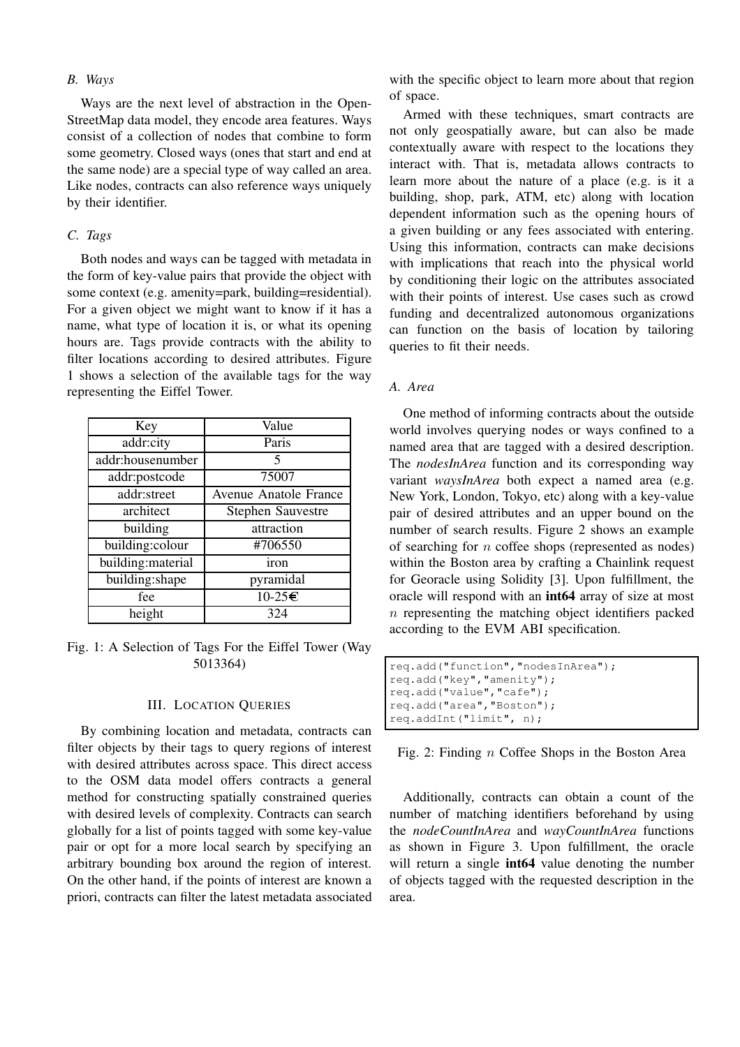### B. Ways

Ways are the next level of abstraction in the OpenStreetMap data model, they encode area features. Ways consist of a collection of nodes that combine to form some geometry. Closed ways (ones that start and end at the same node) are a special type of way called an area. Like nodes, contracts can also reference ways uniquely by their identifier.

### C. Tags

Both nodes and ways can be tagged with metadata in the form of key-value pairs that provide the object with some context (e.g. amenity=park, building=residential). For a given object we might want to know if it has a name, what type of location it is, or what its opening hours are. Tags provide contracts with the ability to filter locations according to desired attributes. Figure 1 shows a selection of the available tags for the way representing the Eiffel Tower.

| Key | Value |
|---|---|
| addr:city | Paris |
| addr:housenumber | 5 |
| addr:postcode | 75007 |
| addr:street | Avenue Anatole France |
| architect | Stephen Sauvestre |
| building | attraction |
| building:colour | #706550 |
| building:material | iron |
| building:shape | pyramidal |
| fee | 10-25€ |
| height | 324 |

Fig. 1: A Selection of Tags For the Eiffel Tower (Way 5013364)

## III. Location Queries

By combining location and metadata, contracts can filter objects by their tags to query regions of interest with desired attributes across space. This direct access to the OSM data model offers contracts a general method for constructing spatially constrained queries with desired levels of complexity. Contracts can search globally for a list of points tagged with some key-value pair or opt for a more local search by specifying an arbitrary bounding box around the region of interest. On the other hand, if the points of interest are known a priori, contracts can filter the latest metadata associated with the specific object to learn more about that region of space.

Armed with these techniques, smart contracts are not only geospatially aware, but can also be made contextually aware with respect to the locations they interact with. That is, metadata allows contracts to learn more about the nature of a place (e.g. is it a building, shop, park, ATM, etc) along with location dependent information such as the opening hours of a given building or any fees associated with entering. Using this information, contracts can make decisions with implications that reach into the physical world by conditioning their logic on the attributes associated with their points of interest. Use cases such as crowd funding and decentralized autonomous organizations can function on the basis of location by tailoring queries to fit their needs.

### A. Area

One method of informing contracts about the outside world involves querying nodes or ways confined to a named area that are tagged with a desired description. The *nodesInArea* function and its corresponding way variant *waysInArea* both expect a named area (e.g. New York, London, Tokyo, etc) along with a key-value pair of desired attributes and an upper bound on the number of search results. Figure 2 shows an example of searching for $n$ coffee shops (represented as nodes) within the Boston area by crafting a Chainlink request for Georacle using Solidity [3]. Upon fulfillment, the oracle will respond with an **int64** array of size at most $n$ representing the matching object identifiers packed according to the EVM ABI specification.

```
req.add("function","nodesInArea");
req.add("key","amenity");
req.add("value","cafe");
req.add("area","Boston");
req.addInt("limit", n);
```

Fig. 2: Finding $n$ Coffee Shops in the Boston Area

Additionally, contracts can obtain a count of the number of matching identifiers beforehand by using the *nodeCountInArea* and *wayCountInArea* functions as shown in Figure 3. Upon fulfillment, the oracle will return a single **int64** value denoting the number of objects tagged with the requested description in the area.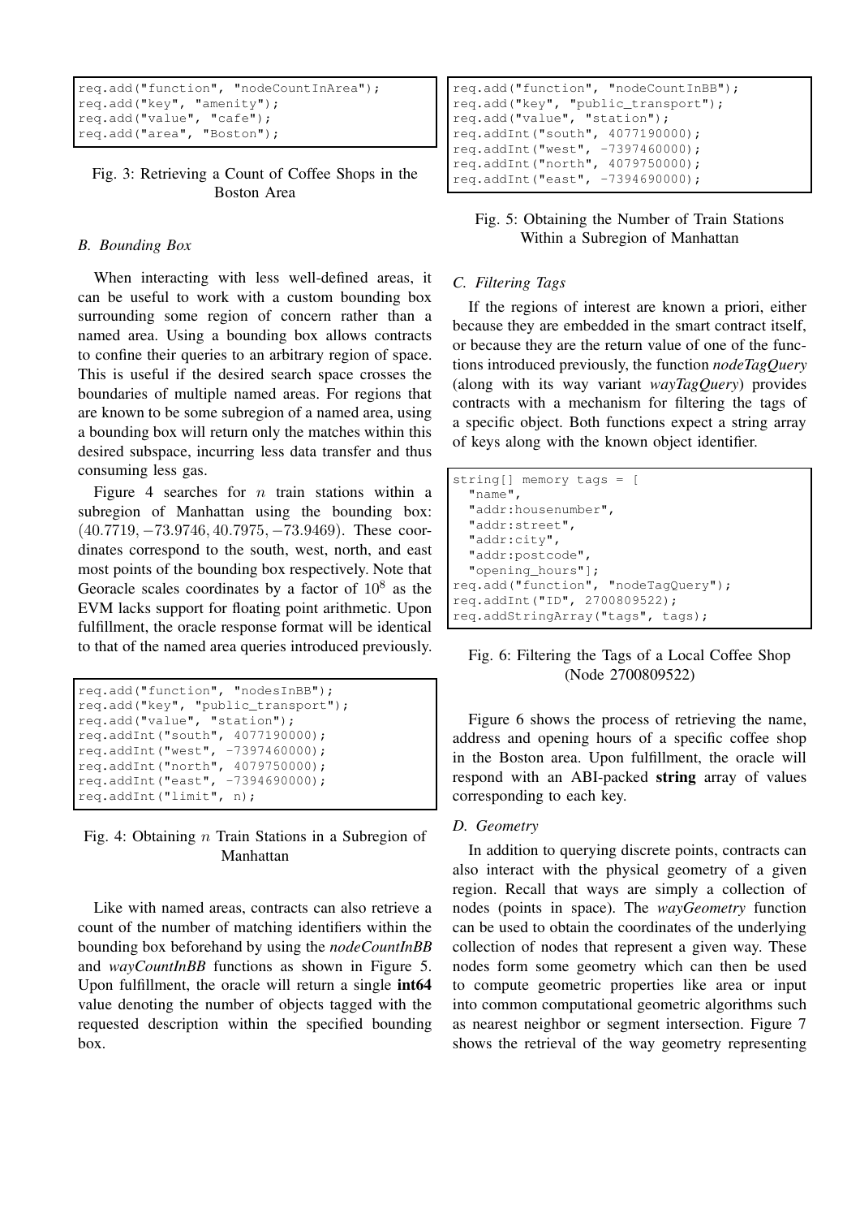```
req.add("function", "nodeCountInArea");
req.add("key", "amenity");
req.add("value", "cafe");
req.add("area", "Boston");
```

Fig. 3: Retrieving a Count of Coffee Shops in the Boston Area

### B. Bounding Box

When interacting with less well-defined areas, it can be useful to work with a custom bounding box surrounding some region of concern rather than a named area. Using a bounding box allows contracts to confine their queries to an arbitrary region of space. This is useful if the desired search space crosses the boundaries of multiple named areas. For regions that are known to be some subregion of a named area, using a bounding box will return only the matches within this desired subspace, incurring less data transfer and thus consuming less gas.

Figure 4 searches for $n$ train stations within a subregion of Manhattan using the bounding box: $(40.7719, -73.9746, 40.7975, -73.9469)$. These coordinates correspond to the south, west, north, and east most points of the bounding box respectively. Note that Georacle scales coordinates by a factor of $10^8$ as the EVM lacks support for floating point arithmetic. Upon fulfillment, the oracle response format will be identical to that of the named area queries introduced previously.

```
req.add("function", "nodesInBB");
req.add("key", "public_transport");
req.add("value", "station");
req.addInt("south", 4077190000);
req.addInt("west", -7397460000);
req.addInt("north", 4079750000);
req.addInt("east", -7394690000);
req.addInt("limit", n);
```

Fig. 4: Obtaining $n$ Train Stations in a Subregion of Manhattan

Like with named areas, contracts can also retrieve a count of the number of matching identifiers within the bounding box beforehand by using the *nodeCountInBB* and *wayCountInBB* functions as shown in Figure 5. Upon fulfillment, the oracle will return a single **int64** value denoting the number of objects tagged with the requested description within the specified bounding box.

```
req.add("function", "nodeCountInBB");
req.add("key", "public_transport");
req.add("value", "station");
req.addInt("south", 4077190000);
req.addInt("west", -7397460000);
req.addInt("north", 4079750000);
req.addInt("east", -7394690000);
```

Fig. 5: Obtaining the Number of Train Stations Within a Subregion of Manhattan

### C. Filtering Tags

If the regions of interest are known a priori, either because they are embedded in the smart contract itself, or because they are the return value of one of the functions introduced previously, the function *nodeTagQuery* (along with its way variant *wayTagQuery*) provides contracts with a mechanism for filtering the tags of a specific object. Both functions expect a string array of keys along with the known object identifier.

```
string[] memory tags = [
  "name",
  "addr:housenumber",
  "addr:street",
  "addr:city",
  "addr:postcode",
  "opening_hours"];
req.add("function", "nodeTagQuery");
req.addInt("ID", 2700809522);
req.addStringArray("tags", tags);
```

Fig. 6: Filtering the Tags of a Local Coffee Shop (Node 2700809522)

Figure 6 shows the process of retrieving the name, address and opening hours of a specific coffee shop in the Boston area. Upon fulfillment, the oracle will respond with an ABI-packed **string** array of values corresponding to each key.

### D. Geometry

In addition to querying discrete points, contracts can also interact with the physical geometry of a given region. Recall that ways are simply a collection of nodes (points in space). The *wayGeometry* function can be used to obtain the coordinates of the underlying collection of nodes that represent a given way. These nodes form some geometry which can then be used to compute geometric properties like area or input into common computational geometric algorithms such as nearest neighbor or segment intersection. Figure 7 shows the retrieval of the way geometry representing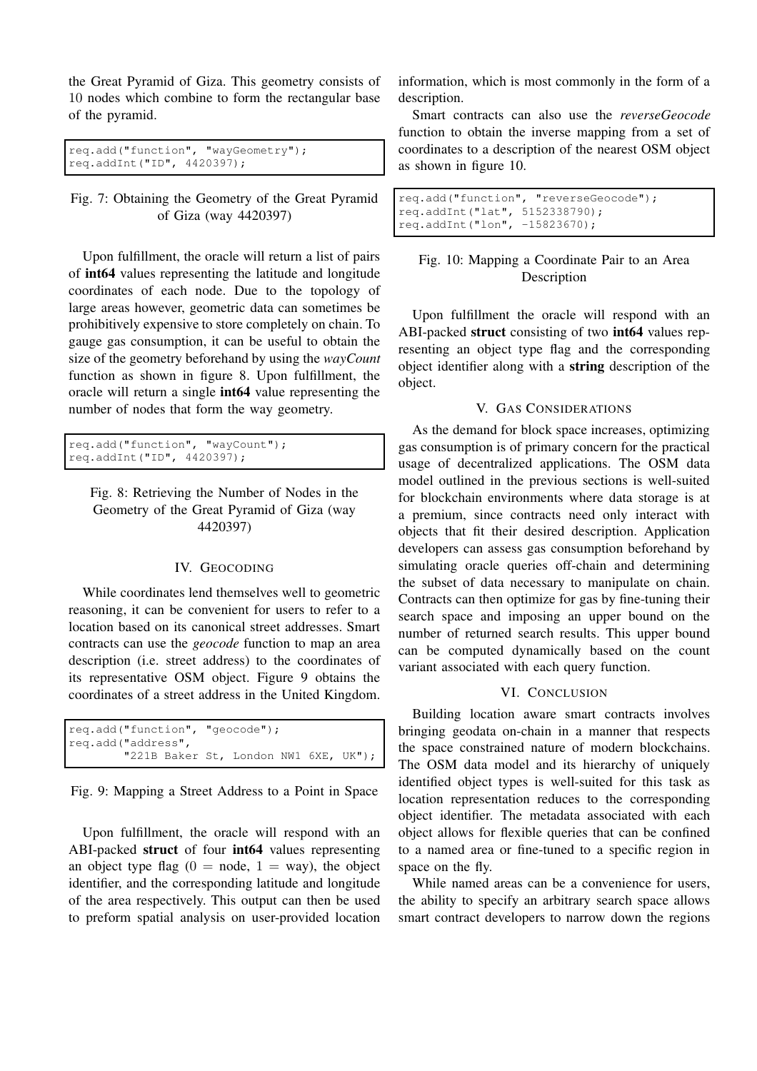the Great Pyramid of Giza. This geometry consists of 10 nodes which combine to form the rectangular base of the pyramid.

```
req.add("function", "wayGeometry");
req.addInt("ID", 4420397);
```

Fig. 7: Obtaining the Geometry of the Great Pyramid of Giza (way 4420397)

Upon fulfillment, the oracle will return a list of pairs of **int64** values representing the latitude and longitude coordinates of each node. Due to the topology of large areas however, geometric data can sometimes be prohibitively expensive to store completely on chain. To gauge gas consumption, it can be useful to obtain the size of the geometry beforehand by using the *wayCount* function as shown in figure 8. Upon fulfillment, the oracle will return a single **int64** value representing the number of nodes that form the way geometry.

```
req.add("function", "wayCount");
req.addInt("ID", 4420397);
```

Fig. 8: Retrieving the Number of Nodes in the Geometry of the Great Pyramid of Giza (way 4420397)

## IV. Geocoding

While coordinates lend themselves well to geometric reasoning, it can be convenient for users to refer to a location based on its canonical street addresses. Smart contracts can use the *geocode* function to map an area description (i.e. street address) to the coordinates of its representative OSM object. Figure 9 obtains the coordinates of a street address in the United Kingdom.

```
req.add("function", "geocode");
req.add("address",
        "221B Baker St, London NW1 6XE, UK");
```

Fig. 9: Mapping a Street Address to a Point in Space

Upon fulfillment, the oracle will respond with an ABI-packed **struct** of four **int64** values representing an object type flag (0 = node, 1 = way), the object identifier, and the corresponding latitude and longitude of the area respectively. This output can then be used to preform spatial analysis on user-provided location information, which is most commonly in the form of a description.

Smart contracts can also use the *reverseGeocode* function to obtain the inverse mapping from a set of coordinates to a description of the nearest OSM object as shown in figure 10.

```
req.add("function", "reverseGeocode");
req.addInt("lat", 5152338790);
req.addInt("lon", -15823670);
```

Fig. 10: Mapping a Coordinate Pair to an Area Description

Upon fulfillment the oracle will respond with an ABI-packed **struct** consisting of two **int64** values representing an object type flag and the corresponding object identifier along with a **string** description of the object.

## V. Gas Considerations

As the demand for block space increases, optimizing gas consumption is of primary concern for the practical usage of decentralized applications. The OSM data model outlined in the previous sections is well-suited for blockchain environments where data storage is at a premium, since contracts need only interact with objects that fit their desired description. Application developers can assess gas consumption beforehand by simulating oracle queries off-chain and determining the subset of data necessary to manipulate on chain. Contracts can then optimize for gas by fine-tuning their search space and imposing an upper bound on the number of returned search results. This upper bound can be computed dynamically based on the count variant associated with each query function.

## VI. Conclusion

Building location aware smart contracts involves bringing geodata on-chain in a manner that respects the space constrained nature of modern blockchains. The OSM data model and its hierarchy of uniquely identified object types is well-suited for this task as location representation reduces to the corresponding object identifier. The metadata associated with each object allows for flexible queries that can be confined to a named area or fine-tuned to a specific region in space on the fly.

While named areas can be a convenience for users, the ability to specify an arbitrary search space allows smart contract developers to narrow down the regions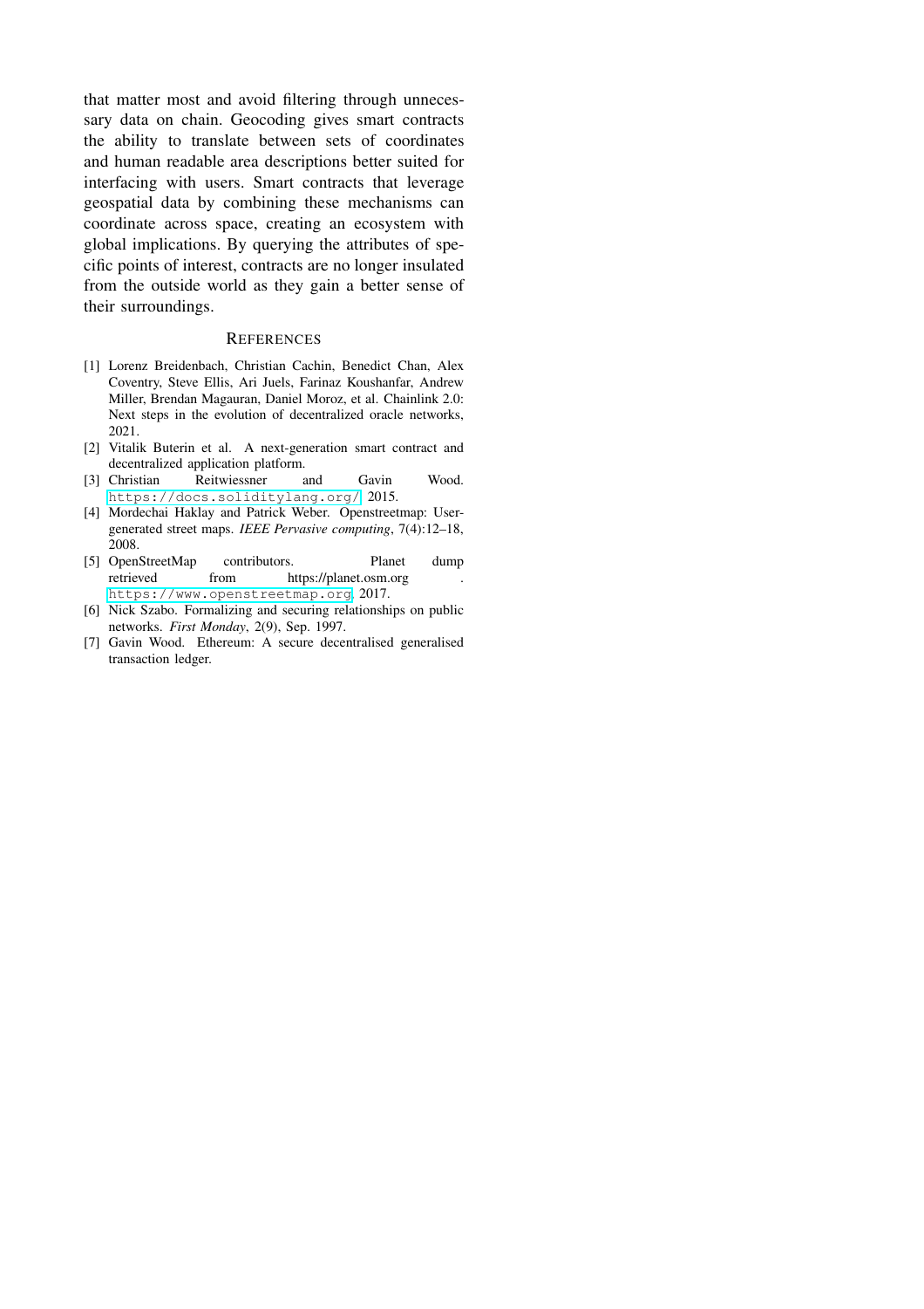that matter most and avoid filtering through unnecessary data on chain. Geocoding gives smart contracts the ability to translate between sets of coordinates and human readable area descriptions better suited for interfacing with users. Smart contracts that leverage geospatial data by combining these mechanisms can coordinate across space, creating an ecosystem with global implications. By querying the attributes of specific points of interest, contracts are no longer insulated from the outside world as they gain a better sense of their surroundings.

## References

[1] Lorenz Breidenbach, Christian Cachin, Benedict Chan, Alex Coventry, Steve Ellis, Ari Juels, Farinaz Koushanfar, Andrew Miller, Brendan Magauran, Daniel Moroz, et al. Chainlink 2.0: Next steps in the evolution of decentralized oracle networks, 2021.

[2] Vitalik Buterin et al. A next-generation smart contract and decentralized application platform.

[3] Christian Reitwiessner and Gavin Wood. https://docs.soliditylang.org/, 2015.

[4] Mordechai Haklay and Patrick Weber. Openstreetmap: User-generated street maps. *IEEE Pervasive computing*, 7(4):12–18, 2008.

[5] OpenStreetMap contributors. Planet dump retrieved from https://planet.osm.org . https://www.openstreetmap.org, 2017.

[6] Nick Szabo. Formalizing and securing relationships on public networks. *First Monday*, 2(9), Sep. 1997.

[7] Gavin Wood. Ethereum: A secure decentralised generalised transaction ledger.